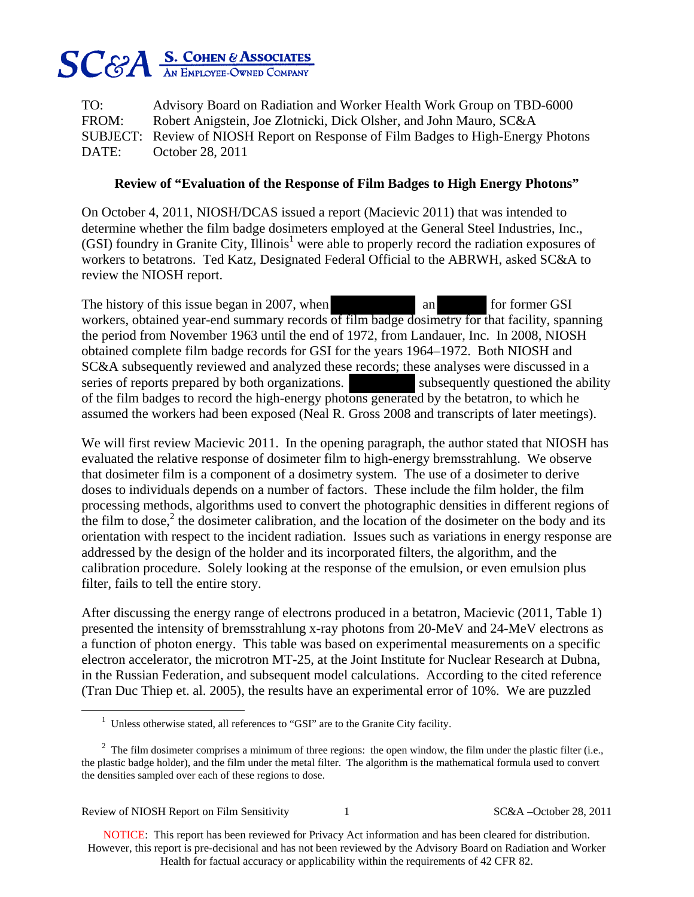**SC&A** S. COHEN & ASSOCIATES
AN EMPLOYEE-OWNED COMPANY

TO: Advisory Board on Radiation and Worker Health Work Group on TBD-6000
FROM: Robert Anigstein, Joe Zlotnicki, Dick Olsher, and John Mauro, SC&A
SUBJECT: Review of NIOSH Report on Response of Film Badges to High-Energy Photons
DATE: October 28, 2011

**Review of "Evaluation of the Response of Film Badges to High Energy Photons"**

On October 4, 2011, NIOSH/DCAS issued a report (Macievic 2011) that was intended to determine whether the film badge dosimeters employed at the General Steel Industries, Inc., (GSI) foundry in Granite City, Illinois[1] were able to properly record the radiation exposures of workers to betatrons. Ted Katz, Designated Federal Official to the ABRWH, asked SC&A to review the NIOSH report.

The history of this issue began in 2007, when [REDACTED] an [REDACTED] for former GSI workers, obtained year-end summary records of film badge dosimetry for that facility, spanning the period from November 1963 until the end of 1972, from Landauer, Inc. In 2008, NIOSH obtained complete film badge records for GSI for the years 1964–1972. Both NIOSH and SC&A subsequently reviewed and analyzed these records; these analyses were discussed in a series of reports prepared by both organizations. [REDACTED] subsequently questioned the ability of the film badges to record the high-energy photons generated by the betatron, to which he assumed the workers had been exposed (Neal R. Gross 2008 and transcripts of later meetings).

We will first review Macievic 2011. In the opening paragraph, the author stated that NIOSH has evaluated the relative response of dosimeter film to high-energy bremsstrahlung. We observe that dosimeter film is a component of a dosimetry system. The use of a dosimeter to derive doses to individuals depends on a number of factors. These include the film holder, the film processing methods, algorithms used to convert the photographic densities in different regions of the film to dose,[2] the dosimeter calibration, and the location of the dosimeter on the body and its orientation with respect to the incident radiation. Issues such as variations in energy response are addressed by the design of the holder and its incorporated filters, the algorithm, and the calibration procedure. Solely looking at the response of the emulsion, or even emulsion plus filter, fails to tell the entire story.

After discussing the energy range of electrons produced in a betatron, Macievic (2011, Table 1) presented the intensity of bremsstrahlung x-ray photons from 20-MeV and 24-MeV electrons as a function of photon energy. This table was based on experimental measurements on a specific electron accelerator, the microtron MT-25, at the Joint Institute for Nuclear Research at Dubna, in the Russian Federation, and subsequent model calculations. According to the cited reference (Tran Duc Thiep et. al. 2005), the results have an experimental error of 10%. We are puzzled

---

[1] Unless otherwise stated, all references to "GSI" are to the Granite City facility.

[2] The film dosimeter comprises a minimum of three regions: the open window, the film under the plastic filter (i.e., the plastic badge holder), and the film under the metal filter. The algorithm is the mathematical formula used to convert the densities sampled over each of these regions to dose.

NOTICE: This report has been reviewed for Privacy Act information and has been cleared for distribution. However, this report is pre-decisional and has not been reviewed by the Advisory Board on Radiation and Worker Health for factual accuracy or applicability within the requirements of 42 CFR 82.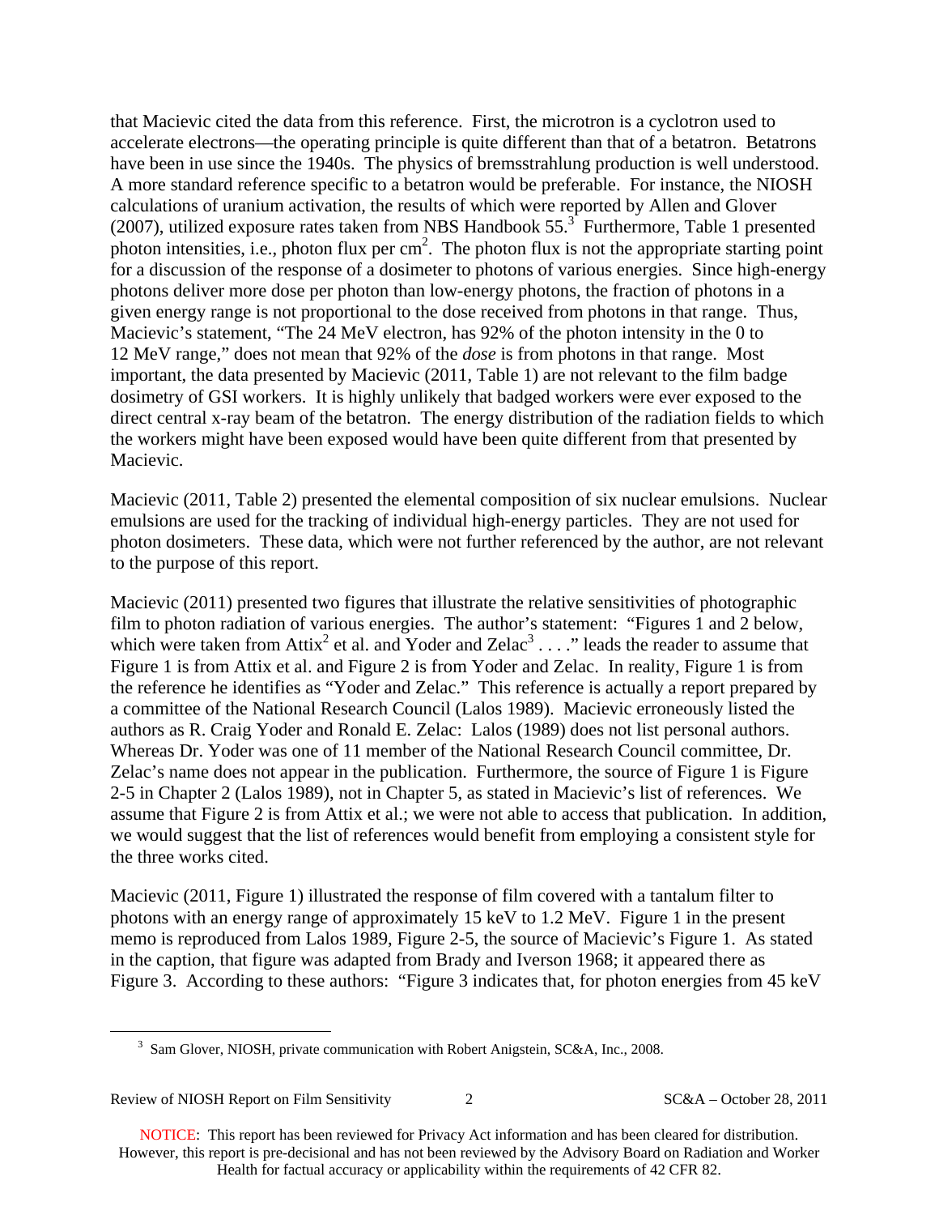that Macievic cited the data from this reference. First, the microtron is a cyclotron used to accelerate electrons—the operating principle is quite different than that of a betatron. Betatrons have been in use since the 1940s. The physics of bremsstrahlung production is well understood. A more standard reference specific to a betatron would be preferable. For instance, the NIOSH calculations of uranium activation, the results of which were reported by Allen and Glover (2007), utilized exposure rates taken from NBS Handbook 55.[3] Furthermore, Table 1 presented photon intensities, i.e., photon flux per $cm^2$. The photon flux is not the appropriate starting point for a discussion of the response of a dosimeter to photons of various energies. Since high-energy photons deliver more dose per photon than low-energy photons, the fraction of photons in a given energy range is not proportional to the dose received from photons in that range. Thus, Macievic's statement, "The 24 MeV electron, has 92% of the photon intensity in the 0 to 12 MeV range," does not mean that 92% of the *dose* is from photons in that range. Most important, the data presented by Macievic (2011, Table 1) are not relevant to the film badge dosimetry of GSI workers. It is highly unlikely that badged workers were ever exposed to the direct central x-ray beam of the betatron. The energy distribution of the radiation fields to which the workers might have been exposed would have been quite different from that presented by Macievic.

Macievic (2011, Table 2) presented the elemental composition of six nuclear emulsions. Nuclear emulsions are used for the tracking of individual high-energy particles. They are not used for photon dosimeters. These data, which were not further referenced by the author, are not relevant to the purpose of this report.

Macievic (2011) presented two figures that illustrate the relative sensitivities of photographic film to photon radiation of various energies. The author's statement: "Figures 1 and 2 below, which were taken from Attix[2] et al. and Yoder and Zelac[3] . . . ." leads the reader to assume that Figure 1 is from Attix et al. and Figure 2 is from Yoder and Zelac. In reality, Figure 1 is from the reference he identifies as "Yoder and Zelac." This reference is actually a report prepared by a committee of the National Research Council (Lalos 1989). Macievic erroneously listed the authors as R. Craig Yoder and Ronald E. Zelac: Lalos (1989) does not list personal authors. Whereas Dr. Yoder was one of 11 member of the National Research Council committee, Dr. Zelac's name does not appear in the publication. Furthermore, the source of Figure 1 is Figure 2-5 in Chapter 2 (Lalos 1989), not in Chapter 5, as stated in Macievic's list of references. We assume that Figure 2 is from Attix et al.; we were not able to access that publication. In addition, we would suggest that the list of references would benefit from employing a consistent style for the three works cited.

Macievic (2011, Figure 1) illustrated the response of film covered with a tantalum filter to photons with an energy range of approximately 15 keV to 1.2 MeV. Figure 1 in the present memo is reproduced from Lalos 1989, Figure 2-5, the source of Macievic's Figure 1. As stated in the caption, that figure was adapted from Brady and Iverson 1968; it appeared there as Figure 3. According to these authors: "Figure 3 indicates that, for photon energies from 45 keV

[3] Sam Glover, NIOSH, private communication with Robert Anigstein, SC&A, Inc., 2008.

NOTICE: This report has been reviewed for Privacy Act information and has been cleared for distribution. However, this report is pre-decisional and has not been reviewed by the Advisory Board on Radiation and Worker Health for factual accuracy or applicability within the requirements of 42 CFR 82.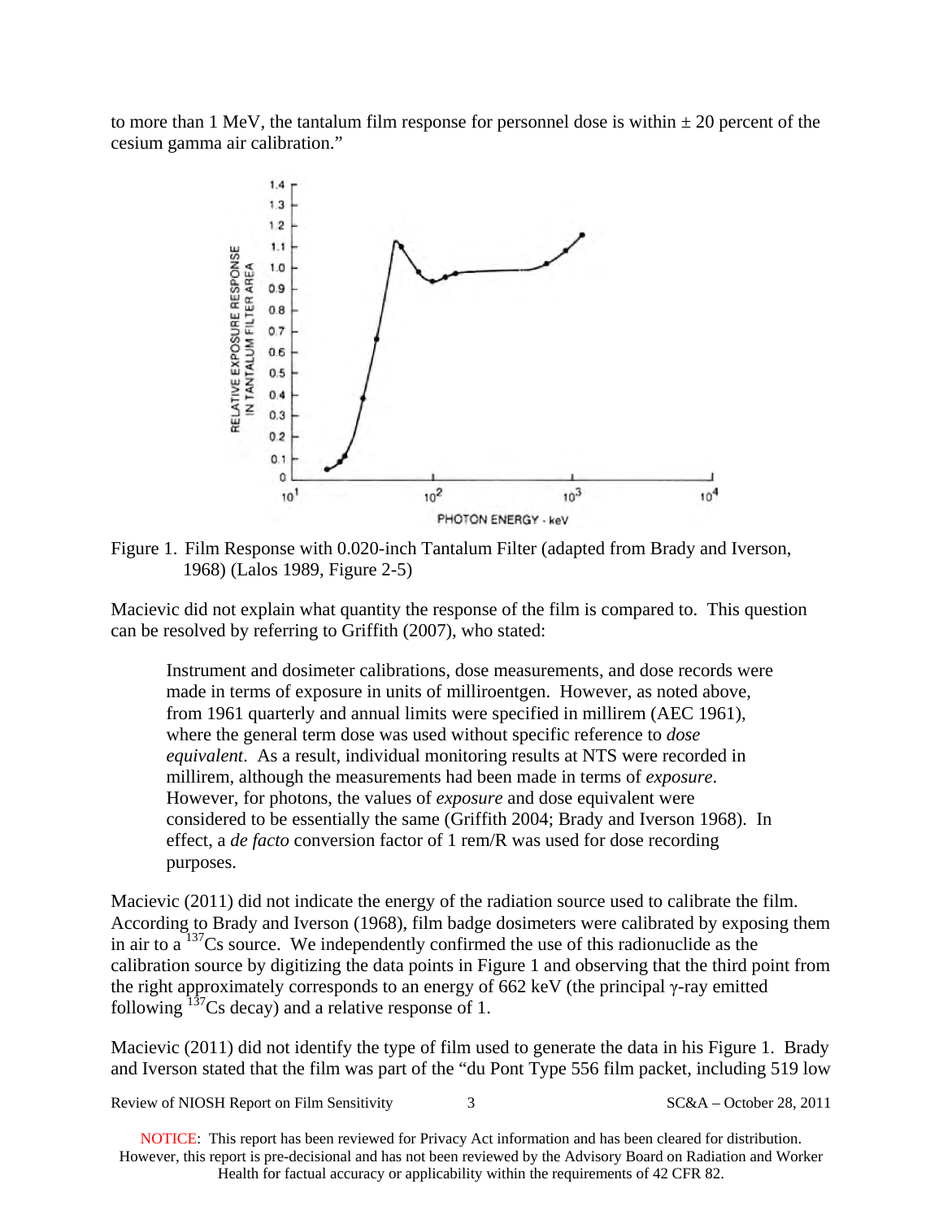to more than 1 MeV, the tantalum film response for personnel dose is within ± 20 percent of the cesium gamma air calibration."

Figure 1. Film Response with 0.020-inch Tantalum Filter (adapted from Brady and Iverson, 1968) (Lalos 1989, Figure 2-5)

Macievic did not explain what quantity the response of the film is compared to. This question can be resolved by referring to Griffith (2007), who stated:

> Instrument and dosimeter calibrations, dose measurements, and dose records were made in terms of exposure in units of milliroentgen. However, as noted above, from 1961 quarterly and annual limits were specified in millirem (AEC 1961), where the general term dose was used without specific reference to *dose equivalent*. As a result, individual monitoring results at NTS were recorded in millirem, although the measurements had been made in terms of *exposure*. However, for photons, the values of *exposure* and dose equivalent were considered to be essentially the same (Griffith 2004; Brady and Iverson 1968). In effect, a *de facto* conversion factor of 1 rem/R was used for dose recording purposes.

Macievic (2011) did not indicate the energy of the radiation source used to calibrate the film. According to Brady and Iverson (1968), film badge dosimeters were calibrated by exposing them in air to a $^{137}$Cs source. We independently confirmed the use of this radionuclide as the calibration source by digitizing the data points in Figure 1 and observing that the third point from the right approximately corresponds to an energy of 662 keV (the principal γ-ray emitted following $^{137}$Cs decay) and a relative response of 1.

Macievic (2011) did not identify the type of film used to generate the data in his Figure 1. Brady and Iverson stated that the film was part of the "du Pont Type 556 film packet, including 519 low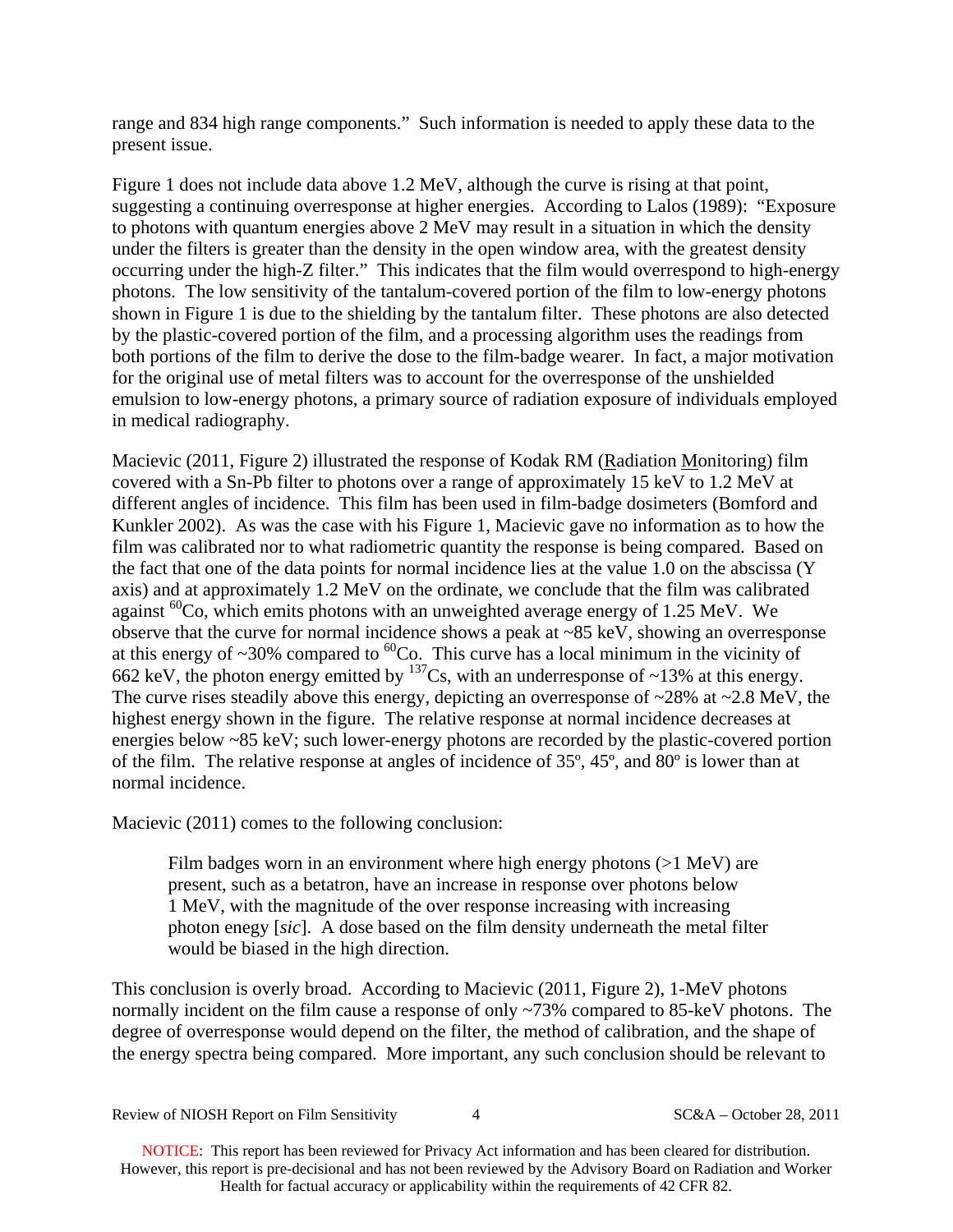range and 834 high range components." Such information is needed to apply these data to the present issue.

Figure 1 does not include data above 1.2 MeV, although the curve is rising at that point, suggesting a continuing overresponse at higher energies. According to Lalos (1989): "Exposure to photons with quantum energies above 2 MeV may result in a situation in which the density under the filters is greater than the density in the open window area, with the greatest density occurring under the high-Z filter." This indicates that the film would overrespond to high-energy photons. The low sensitivity of the tantalum-covered portion of the film to low-energy photons shown in Figure 1 is due to the shielding by the tantalum filter. These photons are also detected by the plastic-covered portion of the film, and a processing algorithm uses the readings from both portions of the film to derive the dose to the film-badge wearer. In fact, a major motivation for the original use of metal filters was to account for the overresponse of the unshielded emulsion to low-energy photons, a primary source of radiation exposure of individuals employed in medical radiography.

Macievic (2011, Figure 2) illustrated the response of Kodak RM (Radiation Monitoring) film covered with a Sn-Pb filter to photons over a range of approximately 15 keV to 1.2 MeV at different angles of incidence. This film has been used in film-badge dosimeters (Bomford and Kunkler 2002). As was the case with his Figure 1, Macievic gave no information as to how the film was calibrated nor to what radiometric quantity the response is being compared. Based on the fact that one of the data points for normal incidence lies at the value 1.0 on the abscissa (Y axis) and at approximately 1.2 MeV on the ordinate, we conclude that the film was calibrated against $^{60}$Co, which emits photons with an unweighted average energy of 1.25 MeV. We observe that the curve for normal incidence shows a peak at ~85 keV, showing an overresponse at this energy of ~30% compared to $^{60}$Co. This curve has a local minimum in the vicinity of 662 keV, the photon energy emitted by $^{137}$Cs, with an underresponse of ~13% at this energy. The curve rises steadily above this energy, depicting an overresponse of ~28% at ~2.8 MeV, the highest energy shown in the figure. The relative response at normal incidence decreases at energies below ~85 keV; such lower-energy photons are recorded by the plastic-covered portion of the film. The relative response at angles of incidence of 35º, 45º, and 80º is lower than at normal incidence.

Macievic (2011) comes to the following conclusion:

> Film badges worn in an environment where high energy photons (>1 MeV) are present, such as a betatron, have an increase in response over photons below 1 MeV, with the magnitude of the over response increasing with increasing photon enegy [*sic*]. A dose based on the film density underneath the metal filter would be biased in the high direction.

This conclusion is overly broad. According to Macievic (2011, Figure 2), 1-MeV photons normally incident on the film cause a response of only ~73% compared to 85-keV photons. The degree of overresponse would depend on the filter, the method of calibration, and the shape of the energy spectra being compared. More important, any such conclusion should be relevant to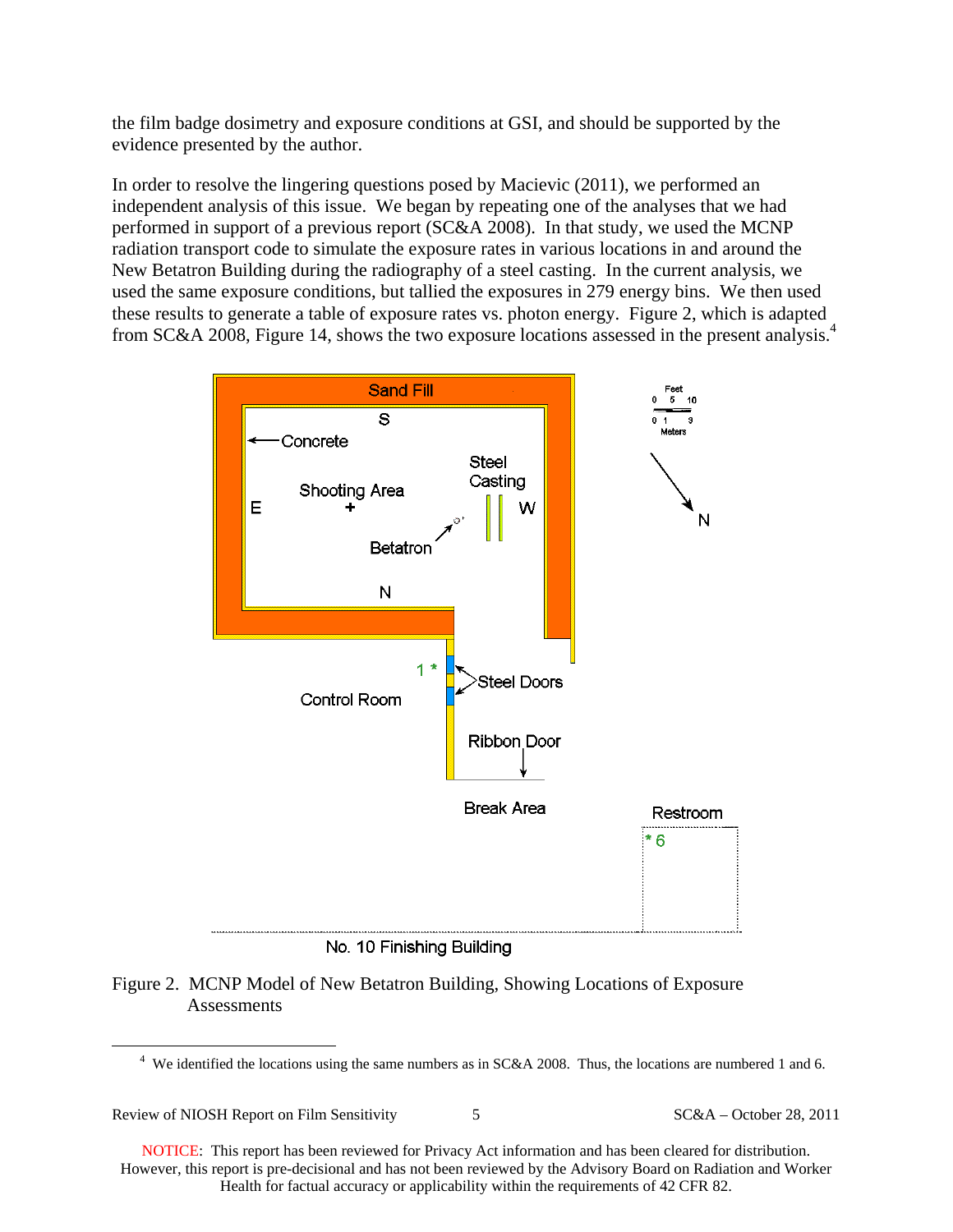the film badge dosimetry and exposure conditions at GSI, and should be supported by the evidence presented by the author.

In order to resolve the lingering questions posed by Macievic (2011), we performed an independent analysis of this issue. We began by repeating one of the analyses that we had performed in support of a previous report (SC&A 2008). In that study, we used the MCNP radiation transport code to simulate the exposure rates in various locations in and around the New Betatron Building during the radiography of a steel casting. In the current analysis, we used the same exposure conditions, but tallied the exposures in 279 energy bins. We then used these results to generate a table of exposure rates vs. photon energy. Figure 2, which is adapted from SC&A 2008, Figure 14, shows the two exposure locations assessed in the present analysis.[4]

Figure 2. MCNP Model of New Betatron Building, Showing Locations of Exposure Assessments

[4] We identified the locations using the same numbers as in SC&A 2008. Thus, the locations are numbered 1 and 6.

NOTICE: This report has been reviewed for Privacy Act information and has been cleared for distribution. However, this report is pre-decisional and has not been reviewed by the Advisory Board on Radiation and Worker Health for factual accuracy or applicability within the requirements of 42 CFR 82.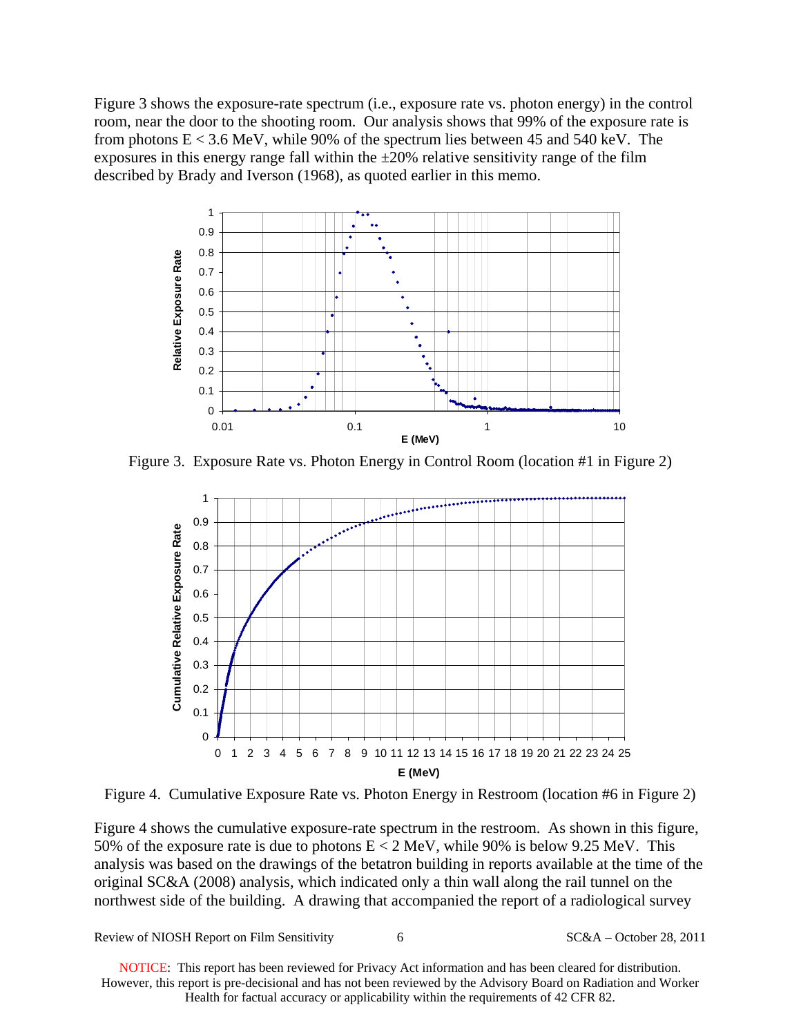Figure 3 shows the exposure-rate spectrum (i.e., exposure rate vs. photon energy) in the control room, near the door to the shooting room. Our analysis shows that 99% of the exposure rate is from photons E < 3.6 MeV, while 90% of the spectrum lies between 45 and 540 keV. The exposures in this energy range fall within the ±20% relative sensitivity range of the film described by Brady and Iverson (1968), as quoted earlier in this memo.

Figure 3. Exposure Rate vs. Photon Energy in Control Room (location #1 in Figure 2)

Figure 4. Cumulative Exposure Rate vs. Photon Energy in Restroom (location #6 in Figure 2)

Figure 4 shows the cumulative exposure-rate spectrum in the restroom. As shown in this figure, 50% of the exposure rate is due to photons E < 2 MeV, while 90% is below 9.25 MeV. This analysis was based on the drawings of the betatron building in reports available at the time of the original SC&A (2008) analysis, which indicated only a thin wall along the rail tunnel on the northwest side of the building. A drawing that accompanied the report of a radiological survey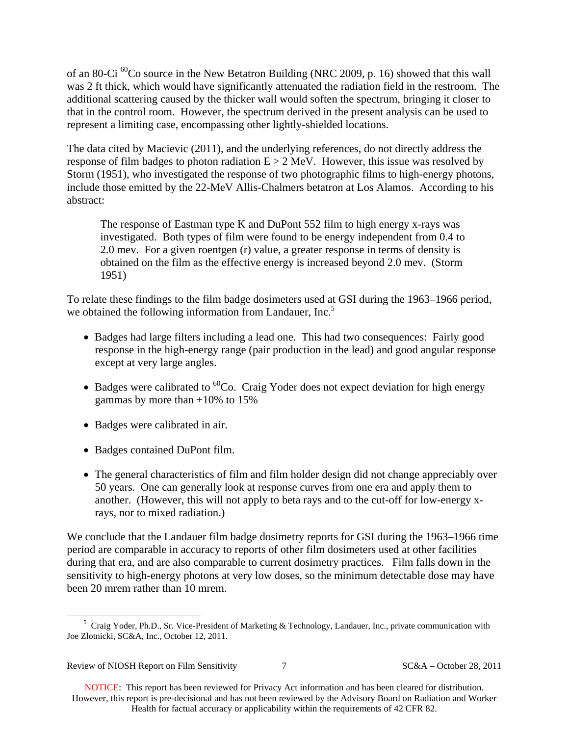of an 80-Ci $^{60}$Co source in the New Betatron Building (NRC 2009, p. 16) showed that this wall was 2 ft thick, which would have significantly attenuated the radiation field in the restroom. The additional scattering caused by the thicker wall would soften the spectrum, bringing it closer to that in the control room. However, the spectrum derived in the present analysis can be used to represent a limiting case, encompassing other lightly-shielded locations.

The data cited by Macievic (2011), and the underlying references, do not directly address the response of film badges to photon radiation $E > 2$ MeV. However, this issue was resolved by Storm (1951), who investigated the response of two photographic films to high-energy photons, include those emitted by the 22-MeV Allis-Chalmers betatron at Los Alamos. According to his abstract:

> The response of Eastman type K and DuPont 552 film to high energy x-rays was investigated. Both types of film were found to be energy independent from 0.4 to 2.0 mev. For a given roentgen (r) value, a greater response in terms of density is obtained on the film as the effective energy is increased beyond 2.0 mev. (Storm 1951)

To relate these findings to the film badge dosimeters used at GSI during the 1963–1966 period, we obtained the following information from Landauer, Inc.[5]

- Badges had large filters including a lead one. This had two consequences: Fairly good response in the high-energy range (pair production in the lead) and good angular response except at very large angles.
- Badges were calibrated to $^{60}$Co. Craig Yoder does not expect deviation for high energy gammas by more than +10% to 15%
- Badges were calibrated in air.
- Badges contained DuPont film.
- The general characteristics of film and film holder design did not change appreciably over 50 years. One can generally look at response curves from one era and apply them to another. (However, this will not apply to beta rays and to the cut-off for low-energy x-rays, nor to mixed radiation.)

We conclude that the Landauer film badge dosimetry reports for GSI during the 1963–1966 time period are comparable in accuracy to reports of other film dosimeters used at other facilities during that era, and are also comparable to current dosimetry practices. Film falls down in the sensitivity to high-energy photons at very low doses, so the minimum detectable dose may have been 20 mrem rather than 10 mrem.

[5] Craig Yoder, Ph.D., Sr. Vice-President of Marketing & Technology, Landauer, Inc., private communication with Joe Zlotnicki, SC&A, Inc., October 12, 2011.

NOTICE: This report has been reviewed for Privacy Act information and has been cleared for distribution. However, this report is pre-decisional and has not been reviewed by the Advisory Board on Radiation and Worker Health for factual accuracy or applicability within the requirements of 42 CFR 82.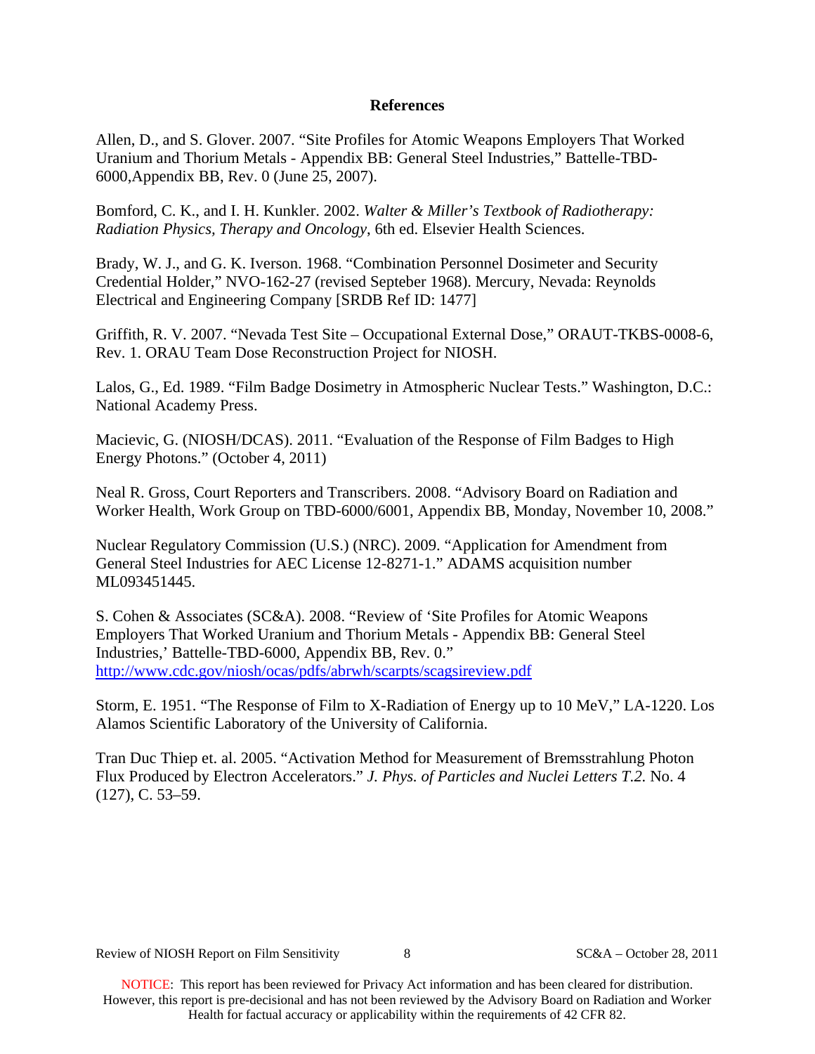## References

Allen, D., and S. Glover. 2007. "Site Profiles for Atomic Weapons Employers That Worked Uranium and Thorium Metals - Appendix BB: General Steel Industries," Battelle-TBD-6000,Appendix BB, Rev. 0 (June 25, 2007).

Bomford, C. K., and I. H. Kunkler. 2002. *Walter & Miller's Textbook of Radiotherapy: Radiation Physics, Therapy and Oncology*, 6th ed. Elsevier Health Sciences.

Brady, W. J., and G. K. Iverson. 1968. "Combination Personnel Dosimeter and Security Credential Holder," NVO-162-27 (revised Septeber 1968). Mercury, Nevada: Reynolds Electrical and Engineering Company [SRDB Ref ID: 1477]

Griffith, R. V. 2007. "Nevada Test Site – Occupational External Dose," ORAUT-TKBS-0008-6, Rev. 1. ORAU Team Dose Reconstruction Project for NIOSH.

Lalos, G., Ed. 1989. "Film Badge Dosimetry in Atmospheric Nuclear Tests." Washington, D.C.: National Academy Press.

Macievic, G. (NIOSH/DCAS). 2011. "Evaluation of the Response of Film Badges to High Energy Photons." (October 4, 2011)

Neal R. Gross, Court Reporters and Transcribers. 2008. "Advisory Board on Radiation and Worker Health, Work Group on TBD-6000/6001, Appendix BB, Monday, November 10, 2008."

Nuclear Regulatory Commission (U.S.) (NRC). 2009. "Application for Amendment from General Steel Industries for AEC License 12-8271-1." ADAMS acquisition number ML093451445.

S. Cohen & Associates (SC&A). 2008. "Review of 'Site Profiles for Atomic Weapons Employers That Worked Uranium and Thorium Metals - Appendix BB: General Steel Industries,' Battelle-TBD-6000, Appendix BB, Rev. 0." http://www.cdc.gov/niosh/ocas/pdfs/abrwh/scarpts/scagsireview.pdf

Storm, E. 1951. "The Response of Film to X-Radiation of Energy up to 10 MeV," LA-1220. Los Alamos Scientific Laboratory of the University of California.

Tran Duc Thiep et. al. 2005. "Activation Method for Measurement of Bremsstrahlung Photon Flux Produced by Electron Accelerators." *J. Phys. of Particles and Nuclei Letters T.2.* No. 4 (127), C. 53–59.

NOTICE: This report has been reviewed for Privacy Act information and has been cleared for distribution. However, this report is pre-decisional and has not been reviewed by the Advisory Board on Radiation and Worker Health for factual accuracy or applicability within the requirements of 42 CFR 82.